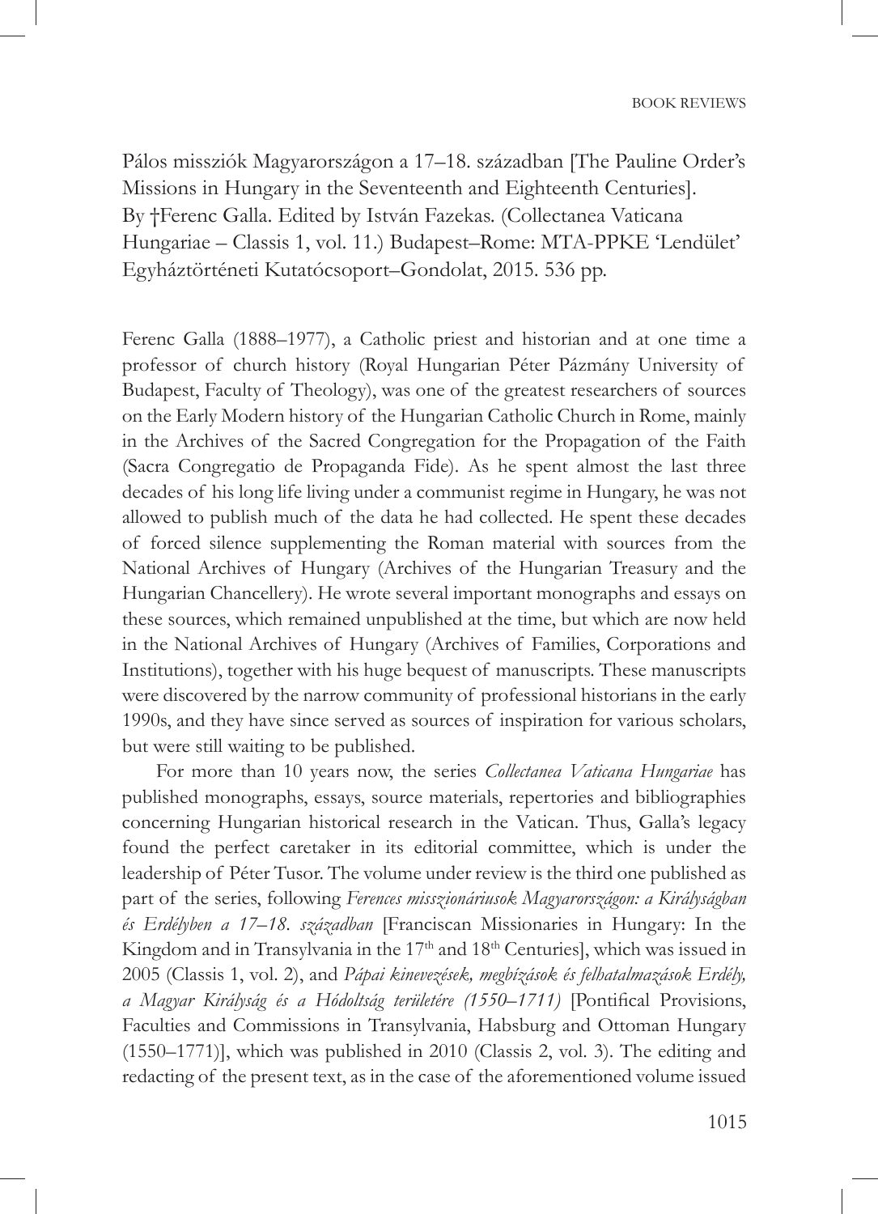Pálos missziók Magyarországon a 17–18. században [The Pauline Order's Missions in Hungary in the Seventeenth and Eighteenth Centuries]. By †Ferenc Galla. Edited by István Fazekas. (Collectanea Vaticana Hungariae – Classis 1, vol. 11.) Budapest–Rome: MTA-PPKE 'Lendület' Egyháztörténeti Kutatócsoport–Gondolat, 2015. 536 pp.

Ferenc Galla (1888–1977), a Catholic priest and historian and at one time a professor of church history (Royal Hungarian Péter Pázmány University of Budapest, Faculty of Theology), was one of the greatest researchers of sources on the Early Modern history of the Hungarian Catholic Church in Rome, mainly in the Archives of the Sacred Congregation for the Propagation of the Faith (Sacra Congregatio de Propaganda Fide). As he spent almost the last three decades of his long life living under a communist regime in Hungary, he was not allowed to publish much of the data he had collected. He spent these decades of forced silence supplementing the Roman material with sources from the National Archives of Hungary (Archives of the Hungarian Treasury and the Hungarian Chancellery). He wrote several important monographs and essays on these sources, which remained unpublished at the time, but which are now held in the National Archives of Hungary (Archives of Families, Corporations and Institutions), together with his huge bequest of manuscripts. These manuscripts were discovered by the narrow community of professional historians in the early 1990s, and they have since served as sources of inspiration for various scholars, but were still waiting to be published.

For more than 10 years now, the series *Collectanea Vaticana Hungariae* has published monographs, essays, source materials, repertories and bibliographies concerning Hungarian historical research in the Vatican. Thus, Galla's legacy found the perfect caretaker in its editorial committee, which is under the leadership of Péter Tusor. The volume under review is the third one published as part of the series, following *Ferences misszionáriusok Magyarországon: a Királyságban és Erdélyben a 17–18. században* [Franciscan Missionaries in Hungary: In the Kingdom and in Transylvania in the 17th and 18th Centuries], which was issued in 2005 (Classis 1, vol. 2), and *Pápai kinevezések, megbízások és felhatalmazások Erdély, a Magyar Királyság és a Hódoltság területére (1550–1711)* [Pontifical Provisions, Faculties and Commissions in Transylvania, Habsburg and Ottoman Hungary (1550–1771)], which was published in 2010 (Classis 2, vol. 3). The editing and redacting of the present text, as in the case of the aforementioned volume issued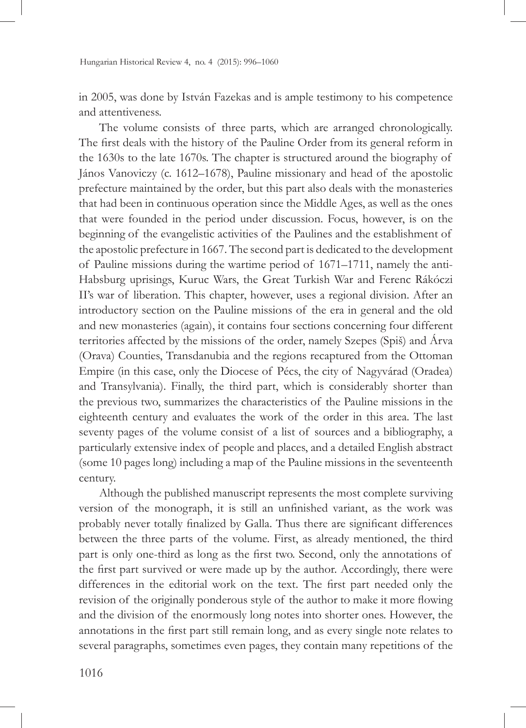in 2005, was done by István Fazekas and is ample testimony to his competence and attentiveness.

The volume consists of three parts, which are arranged chronologically. The first deals with the history of the Pauline Order from its general reform in the 1630s to the late 1670s. The chapter is structured around the biography of János Vanoviczy (c. 1612–1678), Pauline missionary and head of the apostolic prefecture maintained by the order, but this part also deals with the monasteries that had been in continuous operation since the Middle Ages, as well as the ones that were founded in the period under discussion. Focus, however, is on the beginning of the evangelistic activities of the Paulines and the establishment of the apostolic prefecture in 1667. The second part is dedicated to the development of Pauline missions during the wartime period of 1671–1711, namely the anti-Habsburg uprisings, Kuruc Wars, the Great Turkish War and Ferenc Rákóczi II's war of liberation. This chapter, however, uses a regional division. After an introductory section on the Pauline missions of the era in general and the old and new monasteries (again), it contains four sections concerning four different territories affected by the missions of the order, namely Szepes (Spiš) and Árva (Orava) Counties, Transdanubia and the regions recaptured from the Ottoman Empire (in this case, only the Diocese of Pécs, the city of Nagyvárad (Oradea) and Transylvania). Finally, the third part, which is considerably shorter than the previous two, summarizes the characteristics of the Pauline missions in the eighteenth century and evaluates the work of the order in this area. The last seventy pages of the volume consist of a list of sources and a bibliography, a particularly extensive index of people and places, and a detailed English abstract (some 10 pages long) including a map of the Pauline missions in the seventeenth century.

Although the published manuscript represents the most complete surviving version of the monograph, it is still an unfinished variant, as the work was probably never totally finalized by Galla. Thus there are significant differences between the three parts of the volume. First, as already mentioned, the third part is only one-third as long as the first two. Second, only the annotations of the first part survived or were made up by the author. Accordingly, there were differences in the editorial work on the text. The first part needed only the revision of the originally ponderous style of the author to make it more flowing and the division of the enormously long notes into shorter ones. However, the annotations in the first part still remain long, and as every single note relates to several paragraphs, sometimes even pages, they contain many repetitions of the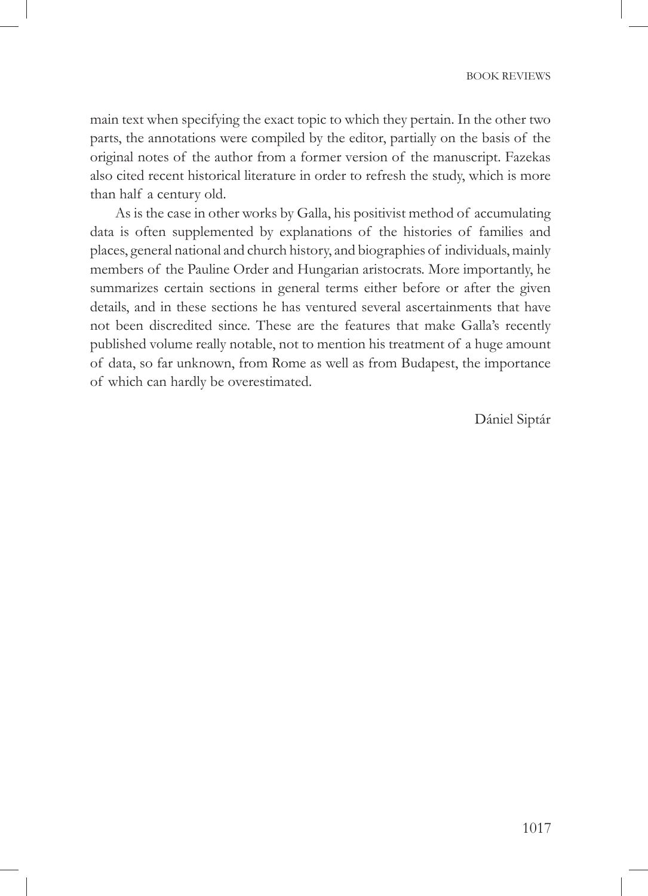main text when specifying the exact topic to which they pertain. In the other two parts, the annotations were compiled by the editor, partially on the basis of the original notes of the author from a former version of the manuscript. Fazekas also cited recent historical literature in order to refresh the study, which is more than half a century old.

As is the case in other works by Galla, his positivist method of accumulating data is often supplemented by explanations of the histories of families and places, general national and church history, and biographies of individuals, mainly members of the Pauline Order and Hungarian aristocrats. More importantly, he summarizes certain sections in general terms either before or after the given details, and in these sections he has ventured several ascertainments that have not been discredited since. These are the features that make Galla's recently published volume really notable, not to mention his treatment of a huge amount of data, so far unknown, from Rome as well as from Budapest, the importance of which can hardly be overestimated.

Dániel Siptár